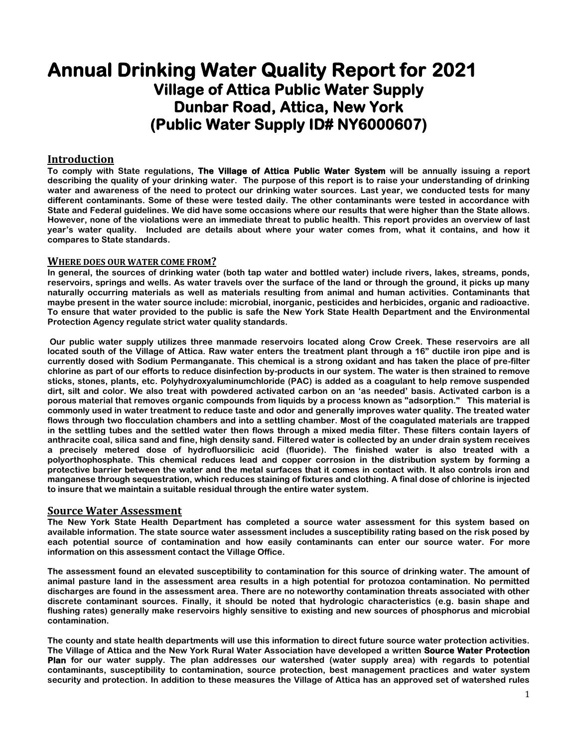# Annual Drinking Water Quality Report for 2021

## Village of Attica Public Water Supply
## Dunbar Road, Attica, New York
## (Public Water Supply ID# NY6000607)

## Introduction

**To comply with State regulations, The Village of Attica Public Water System will be annually issuing a report describing the quality of your drinking water. The purpose of this report is to raise your understanding of drinking water and awareness of the need to protect our drinking water sources. Last year, we conducted tests for many different contaminants. Some of these were tested daily. The other contaminants were tested in accordance with State and Federal guidelines. We did have some occasions where our results that were higher than the State allows. However, none of the violations were an immediate threat to public health. This report provides an overview of last year's water quality. Included are details about where your water comes from, what it contains, and how it compares to State standards.**

## WHERE DOES OUR WATER COME FROM?

**In general, the sources of drinking water (both tap water and bottled water) include rivers, lakes, streams, ponds, reservoirs, springs and wells. As water travels over the surface of the land or through the ground, it picks up many naturally occurring materials as well as materials resulting from animal and human activities. Contaminants that maybe present in the water source include: microbial, inorganic, pesticides and herbicides, organic and radioactive. To ensure that water provided to the public is safe the New York State Health Department and the Environmental Protection Agency regulate strict water quality standards.**

**Our public water supply utilizes three manmade reservoirs located along Crow Creek. These reservoirs are all located south of the Village of Attica. Raw water enters the treatment plant through a 16" ductile iron pipe and is currently dosed with Sodium Permanganate. This chemical is a strong oxidant and has taken the place of pre-filter chlorine as part of our efforts to reduce disinfection by-products in our system. The water is then strained to remove sticks, stones, plants, etc. Polyhydroxyaluminumchloride (PAC) is added as a coagulant to help remove suspended dirt, silt and color. We also treat with powdered activated carbon on an 'as needed' basis. Activated carbon is a porous material that removes organic compounds from liquids by a process known as "adsorption." This material is commonly used in water treatment to reduce taste and odor and generally improves water quality. The treated water flows through two flocculation chambers and into a settling chamber. Most of the coagulated materials are trapped in the settling tubes and the settled water then flows through a mixed media filter. These filters contain layers of anthracite coal, silica sand and fine, high density sand. Filtered water is collected by an under drain system receives a precisely metered dose of hydrofluorsilicic acid (fluoride). The finished water is also treated with a polyorthophosphate. This chemical reduces lead and copper corrosion in the distribution system by forming a protective barrier between the water and the metal surfaces that it comes in contact with. It also controls iron and manganese through sequestration, which reduces staining of fixtures and clothing. A final dose of chlorine is injected to insure that we maintain a suitable residual through the entire water system.**

## Source Water Assessment

**The New York State Health Department has completed a source water assessment for this system based on available information. The state source water assessment includes a susceptibility rating based on the risk posed by each potential source of contamination and how easily contaminants can enter our source water. For more information on this assessment contact the Village Office.**

**The assessment found an elevated susceptibility to contamination for this source of drinking water. The amount of animal pasture land in the assessment area results in a high potential for protozoa contamination. No permitted discharges are found in the assessment area. There are no noteworthy contamination threats associated with other discrete contaminant sources. Finally, it should be noted that hydrologic characteristics (e.g. basin shape and flushing rates) generally make reservoirs highly sensitive to existing and new sources of phosphorus and microbial contamination.**

**The county and state health departments will use this information to direct future source water protection activities. The Village of Attica and the New York Rural Water Association have developed a written Source Water Protection Plan for our water supply. The plan addresses our watershed (water supply area) with regards to potential contaminants, susceptibility to contamination, source protection, best management practices and water system security and protection. In addition to these measures the Village of Attica has an approved set of watershed rules**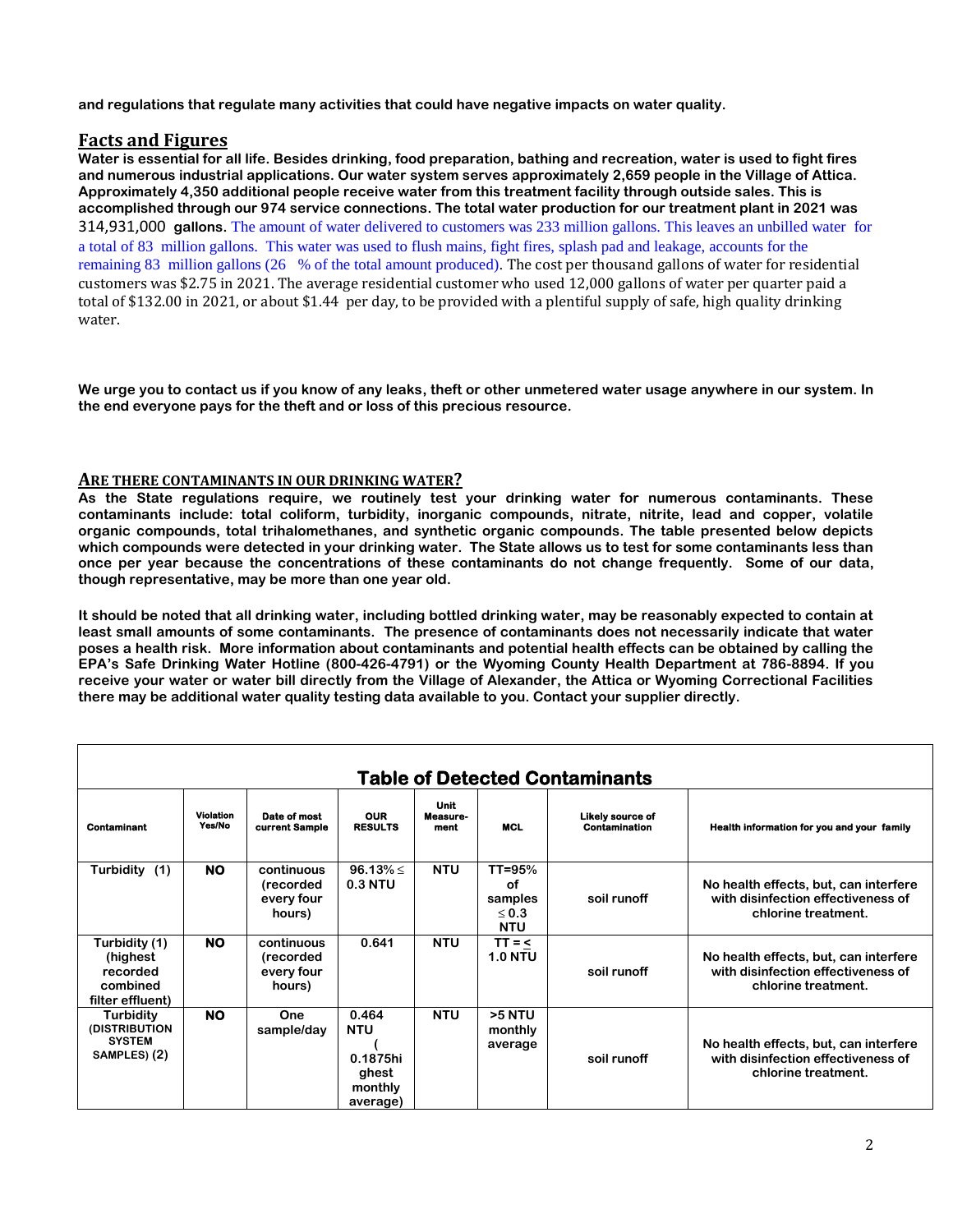**and regulations that regulate many activities that could have negative impacts on water quality.**

## Facts and Figures

**Water is essential for all life. Besides drinking, food preparation, bathing and recreation, water is used to fight fires and numerous industrial applications. Our water system serves approximately 2,659 people in the Village of Attica. Approximately 4,350 additional people receive water from this treatment facility through outside sales. This is accomplished through our 974 service connections. The total water production for our treatment plant in 2021 was** 314,931,000 **gallons.** The amount of water delivered to customers was 233 million gallons. This leaves an unbilled water for a total of 83 million gallons. This water was used to flush mains, fight fires, splash pad and leakage, accounts for the remaining 83 million gallons (26 % of the total amount produced). The cost per thousand gallons of water for residential customers was $2.75 in 2021. The average residential customer who used 12,000 gallons of water per quarter paid a total of $132.00 in 2021, or about $1.44 per day, to be provided with a plentiful supply of safe, high quality drinking water.

**We urge you to contact us if you know of any leaks, theft or other unmetered water usage anywhere in our system. In the end everyone pays for the theft and or loss of this precious resource.**

## ARE THERE CONTAMINANTS IN OUR DRINKING WATER?

**As the State regulations require, we routinely test your drinking water for numerous contaminants. These contaminants include: total coliform, turbidity, inorganic compounds, nitrate, nitrite, lead and copper, volatile organic compounds, total trihalomethanes, and synthetic organic compounds. The table presented below depicts which compounds were detected in your drinking water. The State allows us to test for some contaminants less than once per year because the concentrations of these contaminants do not change frequently. Some of our data, though representative, may be more than one year old.**

**It should be noted that all drinking water, including bottled drinking water, may be reasonably expected to contain at least small amounts of some contaminants. The presence of contaminants does not necessarily indicate that water poses a health risk. More information about contaminants and potential health effects can be obtained by calling the EPA's Safe Drinking Water Hotline (800-426-4791) or the Wyoming County Health Department at 786-8894. If you receive your water or water bill directly from the Village of Alexander, the Attica or Wyoming Correctional Facilities there may be additional water quality testing data available to you. Contact your supplier directly.**

**Table of Detected Contaminants**

| Contaminant | Violation Yes/No | Date of most current Sample | OUR RESULTS | Unit Measure-ment | MCL | Likely source of Contamination | Health information for you and your family |
|---|---|---|---|---|---|---|---|
| Turbidity (1) | NO | continuous (recorded every four hours) | 96.13% ≤ 0.3 NTU | NTU | TT=95% of samples ≤ 0.3 NTU | soil runoff | No health effects, but, can interfere with disinfection effectiveness of chlorine treatment. |
| Turbidity (1) (highest recorded combined filter effluent) | NO | continuous (recorded every four hours) | 0.641 | NTU | TT = ≤ 1.0 NTU | soil runoff | No health effects, but, can interfere with disinfection effectiveness of chlorine treatment. |
| Turbidity (DISTRIBUTION SYSTEM SAMPLES) (2) | NO | One sample/day | 0.464 NTU ( 0.1875highest monthly average) | NTU | >5 NTU monthly average | soil runoff | No health effects, but, can interfere with disinfection effectiveness of chlorine treatment. |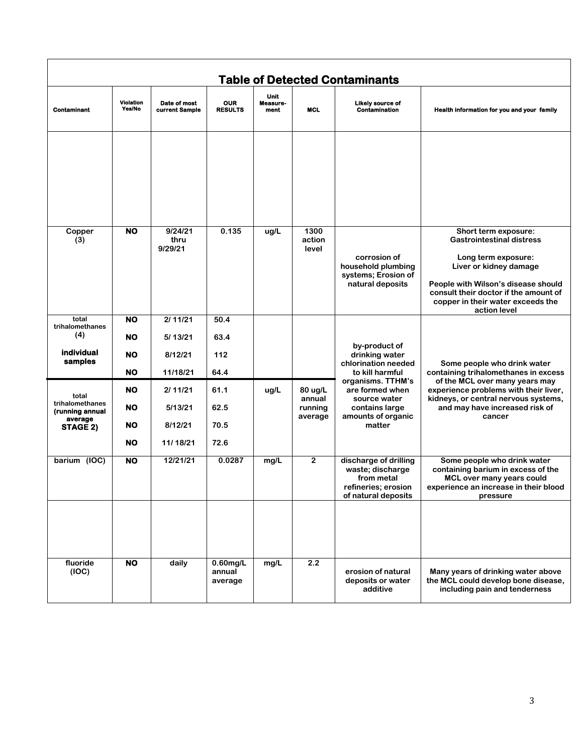## Table of Detected Contaminants

| Contaminant | Violation Yes/No | Date of most current Sample | OUR RESULTS | Unit Measure-ment | MCL | Likely source of Contamination | Health information for you and your family |
|---|---|---|---|---|---|---|---|
| | | | | | | | |
| Copper (3) | NO | 9/24/21 thru 9/29/21 | 0.135 | ug/L | 1300 action level | corrosion of household plumbing systems; Erosion of natural deposits | Short term exposure: Gastrointestinal distress<br><br>Long term exposure: Liver or kidney damage<br><br>People with Wilson's disease should consult their doctor if the amount of copper in their water exceeds the action level |
| total trihalomethanes (4) **individual samples** | NO<br>NO<br>NO<br>NO | 2/ 11/21<br>5/ 13/21<br>8/12/21<br>11/18/21 | 50.4<br>63.4<br>112<br>64.4 | | | by-product of drinking water chlorination needed to kill harmful organisms. TTHM's are formed when source water contains large amounts of organic matter | Some people who drink water containing trihalomethanes in excess of the MCL over many years may experience problems with their liver, kidneys, or central nervous systems, and may have increased risk of cancer |
| total trihalomethanes (running annual average **STAGE 2)** | NO<br>NO<br>NO<br>NO | 2/ 11/21<br>5/13/21<br>8/12/21<br>11/ 18/21 | 61.1<br>62.5<br>70.5<br>72.6 | ug/L | 80 ug/L annual running average | | |
| barium (IOC) | NO | 12/21/21 | 0.0287 | mg/L | 2 | discharge of drilling waste; discharge from metal refineries; erosion of natural deposits | Some people who drink water containing barium in excess of the MCL over many years could experience an increase in their blood pressure |
| | | | | | | | |
| fluoride (IOC) | NO | daily | 0.60mg/L annual average | mg/L | 2.2 | erosion of natural deposits or water additive | Many years of drinking water above the MCL could develop bone disease, including pain and tenderness |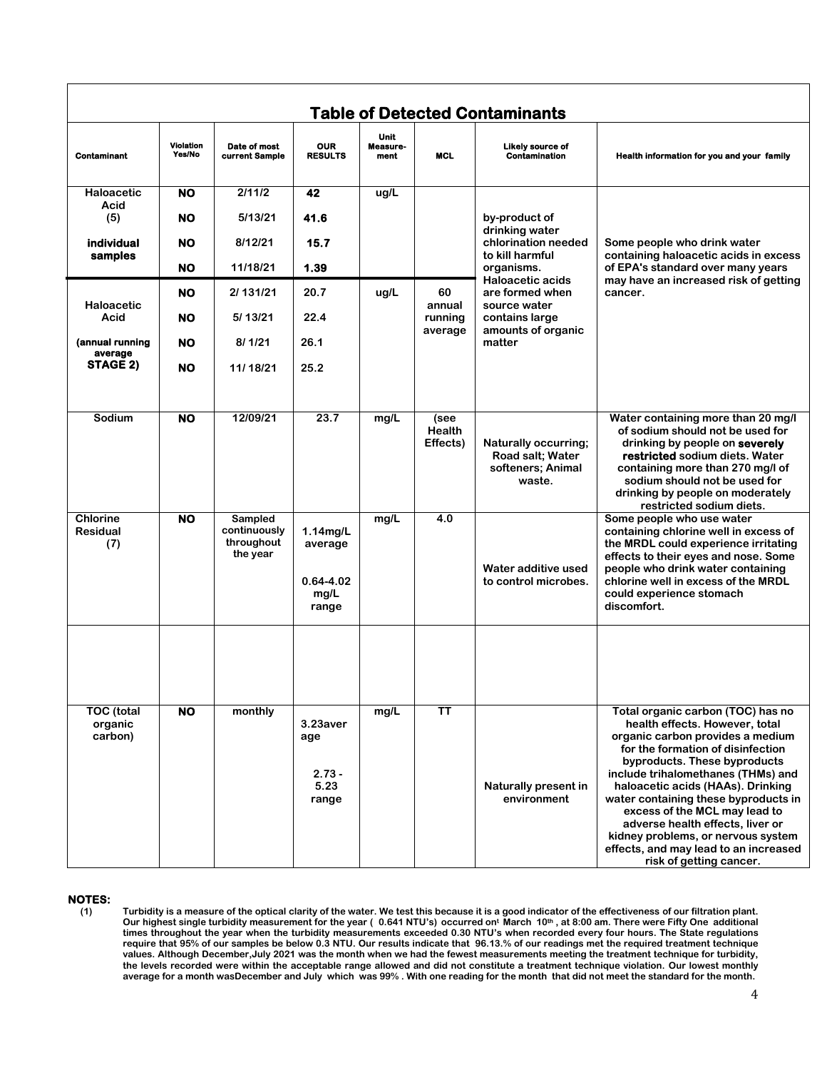## Table of Detected Contaminants

| Contaminant | Violation Yes/No | Date of most current Sample | OUR RESULTS | Unit Measure-ment | MCL | Likely source of Contamination | Health information for you and your family |
|---|---|---|---|---|---|---|---|
| Haloacetic Acid (5) **individual samples** | **NO** | 2/11/2 | **42** | ug/L | | by-product of drinking water chlorination needed to kill harmful organisms. Haloacetic acids are formed when source water contains large amounts of organic matter | Some people who drink water containing haloacetic acids in excess of EPA's standard over many years may have an increased risk of getting cancer. |
| | **NO** | 5/13/21 | **41.6** | | | | |
| | **NO** | 8/12/21 | **15.7** | | | | |
| | **NO** | 11/18/21 | **1.39** | | | | |
| Haloacetic Acid **(annual running average STAGE 2)** | **NO** | 2/ 131/21 | 20.7 | ug/L | 60 annual running average | | |
| | **NO** | 5/ 13/21 | 22.4 | | | | |
| | **NO** | 8/ 1/21 | 26.1 | | | | |
| | **NO** | 11/ 18/21 | 25.2 | | | | |
| Sodium | **NO** | 12/09/21 | 23.7 | mg/L | (see Health Effects) | Naturally occurring; Road salt; Water softeners; Animal waste. | Water containing more than 20 mg/l of sodium should not be used for drinking by people on **severely restricted** sodium diets. Water containing more than 270 mg/l of sodium should not be used for drinking by people on moderately restricted sodium diets. |
| Chlorine Residual (7) | **NO** | Sampled continuously throughout the year | 1.14mg/L average 0.64-4.02 mg/L range | mg/L | 4.0 | Water additive used to control microbes. | Some people who use water containing chlorine well in excess of the MRDL could experience irritating effects to their eyes and nose. Some people who drink water containing chlorine well in excess of the MRDL could experience stomach discomfort. |
| | | | | | | | |
| TOC (total organic carbon) | **NO** | monthly | 3.23average 2.73 - 5.23 range | mg/L | TT | Naturally present in environment | Total organic carbon (TOC) has no health effects. However, total organic carbon provides a medium for the formation of disinfection byproducts. These byproducts include trihalomethanes (THMs) and haloacetic acids (HAAs). Drinking water containing these byproducts in excess of the MCL may lead to adverse health effects, liver or kidney problems, or nervous system effects, and may lead to an increased risk of getting cancer. |

**NOTES:**

(1) Turbidity is a measure of the optical clarity of the water. We test this because it is a good indicator of the effectiveness of our filtration plant. Our highest single turbidity measurement for the year ( 0.641 NTU's) occurred on[t] March 10[th] , at 8:00 am. There were Fifty One additional times throughout the year when the turbidity measurements exceeded 0.30 NTU's when recorded every four hours. The State regulations require that 95% of our samples be below 0.3 NTU. Our results indicate that 96.13.% of our readings met the required treatment technique values. Although December,July 2021 was the month when we had the fewest measurements meeting the treatment technique for turbidity, the levels recorded were within the acceptable range allowed and did not constitute a treatment technique violation. Our lowest monthly average for a month wasDecember and July which was 99% . With one reading for the month that did not meet the standard for the month.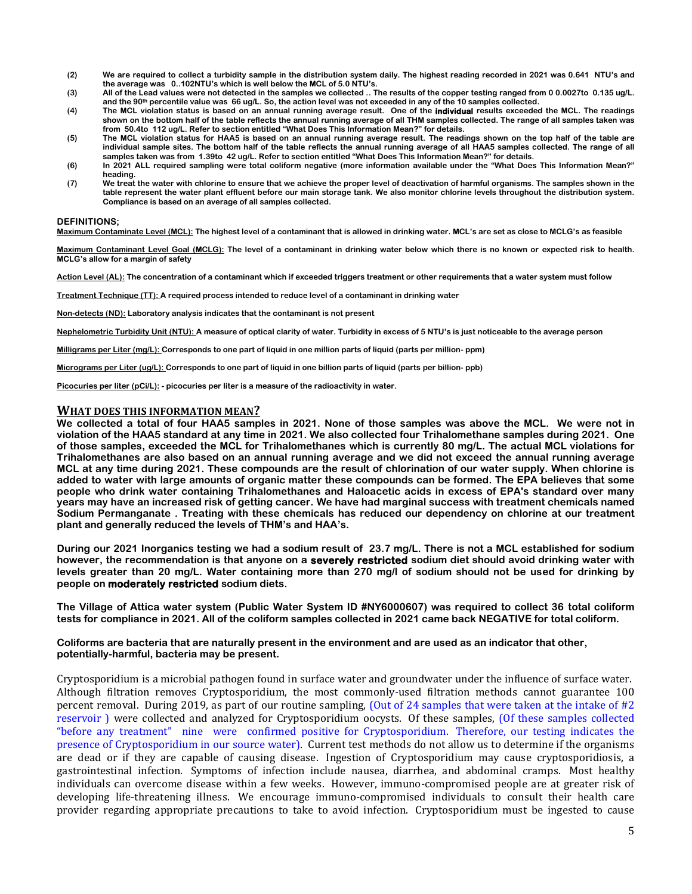(2) We are required to collect a turbidity sample in the distribution system daily. The highest reading recorded in 2021 was 0.641 NTU's and the average was 0..102NTU's which is well below the MCL of 5.0 NTU's.

(3) All of the Lead values were not detected in the samples we collected .. The results of the copper testing ranged from 0 0.0027to 0.135 ug/L. and the 90th percentile value was 66 ug/L. So, the action level was not exceeded in any of the 10 samples collected.

(4) The MCL violation status is based on an annual running average result. One of the **individual** results exceeded the MCL. The readings shown on the bottom half of the table reflects the annual running average of all THM samples collected. The range of all samples taken was from 50.4to 112 ug/L. Refer to section entitled "What Does This Information Mean?" for details.

(5) The MCL violation status for HAA5 is based on an annual running average result. The readings shown on the top half of the table are individual sample sites. The bottom half of the table reflects the annual running average of all HAA5 samples collected. The range of all samples taken was from 1.39to 42 ug/L. Refer to section entitled "What Does This Information Mean?" for details.

(6) In 2021 ALL required sampling were total coliform negative (more information available under the "What Does This Information Mean?" heading.

(7) We treat the water with chlorine to ensure that we achieve the proper level of deactivation of harmful organisms. The samples shown in the table represent the water plant effluent before our main storage tank. We also monitor chlorine levels throughout the distribution system. Compliance is based on an average of all samples collected.

**DEFINITIONS;**

**Maximum Contaminate Level (MCL):** The highest level of a contaminant that is allowed in drinking water. MCL's are set as close to MCLG's as feasible

**Maximum Contaminant Level Goal (MCLG):** The level of a contaminant in drinking water below which there is no known or expected risk to health. MCLG's allow for a margin of safety

**Action Level (AL):** The concentration of a contaminant which if exceeded triggers treatment or other requirements that a water system must follow

**Treatment Technique (TT):** A required process intended to reduce level of a contaminant in drinking water

**Non-detects (ND):** Laboratory analysis indicates that the contaminant is not present

**Nephelometric Turbidity Unit (NTU):** A measure of optical clarity of water. Turbidity in excess of 5 NTU's is just noticeable to the average person

**Milligrams per Liter (mg/L):** Corresponds to one part of liquid in one million parts of liquid (parts per million- ppm)

**Micrograms per Liter (ug/L):** Corresponds to one part of liquid in one billion parts of liquid (parts per billion- ppb)

**Picocuries per liter (pCi/L):** - picocuries per liter is a measure of the radioactivity in water.

## WHAT DOES THIS INFORMATION MEAN?

**We collected a total of four HAA5 samples in 2021. None of those samples was above the MCL. We were not in violation of the HAA5 standard at any time in 2021. We also collected four Trihalomethane samples during 2021. One of those samples, exceeded the MCL for Trihalomethanes which is currently 80 mg/L. The actual MCL violations for Trihalomethanes are also based on an annual running average and we did not exceed the annual running average MCL at any time during 2021. These compounds are the result of chlorination of our water supply. When chlorine is added to water with large amounts of organic matter these compounds can be formed. The EPA believes that some people who drink water containing Trihalomethanes and Haloacetic acids in excess of EPA's standard over many years may have an increased risk of getting cancer. We have had marginal success with treatment chemicals named Sodium Permanganate . Treating with these chemicals has reduced our dependency on chlorine at our treatment plant and generally reduced the levels of THM's and HAA's.**

**During our 2021 Inorganics testing we had a sodium result of 23.7 mg/L. There is not a MCL established for sodium however, the recommendation is that anyone on a severely restricted sodium diet should avoid drinking water with levels greater than 20 mg/L. Water containing more than 270 mg/l of sodium should not be used for drinking by people on moderately restricted sodium diets.**

**The Village of Attica water system (Public Water System ID #NY6000607) was required to collect 36 total coliform tests for compliance in 2021. All of the coliform samples collected in 2021 came back NEGATIVE for total coliform.**

**Coliforms are bacteria that are naturally present in the environment and are used as an indicator that other, potentially-harmful, bacteria may be present.**

Cryptosporidium is a microbial pathogen found in surface water and groundwater under the influence of surface water. Although filtration removes Cryptosporidium, the most commonly-used filtration methods cannot guarantee 100 percent removal. During 2019, as part of our routine sampling, (Out of 24 samples that were taken at the intake of #2 reservoir ) were collected and analyzed for Cryptosporidium oocysts. Of these samples, (Of these samples collected "before any treatment" nine were confirmed positive for Cryptosporidium. Therefore, our testing indicates the presence of Cryptosporidium in our source water). Current test methods do not allow us to determine if the organisms are dead or if they are capable of causing disease. Ingestion of Cryptosporidium may cause cryptosporidiosis, a gastrointestinal infection. Symptoms of infection include nausea, diarrhea, and abdominal cramps. Most healthy individuals can overcome disease within a few weeks. However, immuno-compromised people are at greater risk of developing life-threatening illness. We encourage immuno-compromised individuals to consult their health care provider regarding appropriate precautions to take to avoid infection. Cryptosporidium must be ingested to cause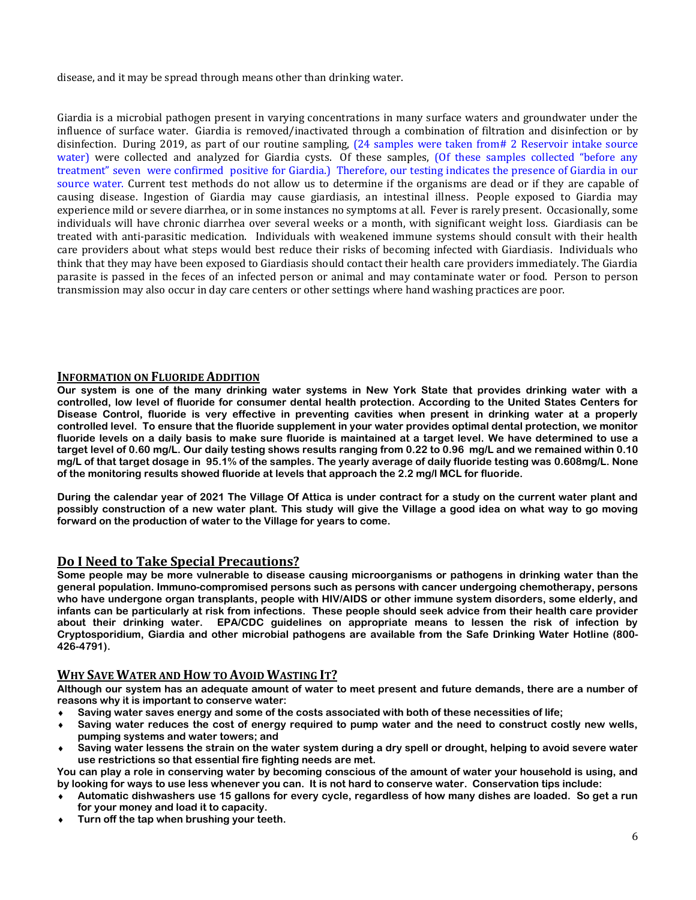disease, and it may be spread through means other than drinking water.

Giardia is a microbial pathogen present in varying concentrations in many surface waters and groundwater under the influence of surface water. Giardia is removed/inactivated through a combination of filtration and disinfection or by disinfection. During 2019, as part of our routine sampling, (24 samples were taken from# 2 Reservoir intake source water) were collected and analyzed for Giardia cysts. Of these samples, (Of these samples collected "before any treatment" seven were confirmed positive for Giardia.) Therefore, our testing indicates the presence of Giardia in our source water. Current test methods do not allow us to determine if the organisms are dead or if they are capable of causing disease. Ingestion of Giardia may cause giardiasis, an intestinal illness. People exposed to Giardia may experience mild or severe diarrhea, or in some instances no symptoms at all. Fever is rarely present. Occasionally, some individuals will have chronic diarrhea over several weeks or a month, with significant weight loss. Giardiasis can be treated with anti-parasitic medication. Individuals with weakened immune systems should consult with their health care providers about what steps would best reduce their risks of becoming infected with Giardiasis. Individuals who think that they may have been exposed to Giardiasis should contact their health care providers immediately. The Giardia parasite is passed in the feces of an infected person or animal and may contaminate water or food. Person to person transmission may also occur in day care centers or other settings where hand washing practices are poor.

## INFORMATION ON FLUORIDE ADDITION

**Our system is one of the many drinking water systems in New York State that provides drinking water with a controlled, low level of fluoride for consumer dental health protection. According to the United States Centers for Disease Control, fluoride is very effective in preventing cavities when present in drinking water at a properly controlled level. To ensure that the fluoride supplement in your water provides optimal dental protection, we monitor fluoride levels on a daily basis to make sure fluoride is maintained at a target level. We have determined to use a target level of 0.60 mg/L. Our daily testing shows results ranging from 0.22 to 0.96 mg/L and we remained within 0.10 mg/L of that target dosage in 95.1% of the samples. The yearly average of daily fluoride testing was 0.608mg/L. None of the monitoring results showed fluoride at levels that approach the 2.2 mg/l MCL for fluoride.**

**During the calendar year of 2021 The Village Of Attica is under contract for a study on the current water plant and possibly construction of a new water plant. This study will give the Village a good idea on what way to go moving forward on the production of water to the Village for years to come.**

## Do I Need to Take Special Precautions?

**Some people may be more vulnerable to disease causing microorganisms or pathogens in drinking water than the general population. Immuno-compromised persons such as persons with cancer undergoing chemotherapy, persons who have undergone organ transplants, people with HIV/AIDS or other immune system disorders, some elderly, and infants can be particularly at risk from infections. These people should seek advice from their health care provider about their drinking water. EPA/CDC guidelines on appropriate means to lessen the risk of infection by Cryptosporidium, Giardia and other microbial pathogens are available from the Safe Drinking Water Hotline (800-426-4791).**

## WHY SAVE WATER AND HOW TO AVOID WASTING IT?

**Although our system has an adequate amount of water to meet present and future demands, there are a number of reasons why it is important to conserve water:**

- **Saving water saves energy and some of the costs associated with both of these necessities of life;**
- **Saving water reduces the cost of energy required to pump water and the need to construct costly new wells, pumping systems and water towers; and**
- **Saving water lessens the strain on the water system during a dry spell or drought, helping to avoid severe water use restrictions so that essential fire fighting needs are met.**

**You can play a role in conserving water by becoming conscious of the amount of water your household is using, and by looking for ways to use less whenever you can. It is not hard to conserve water. Conservation tips include:**

- **Automatic dishwashers use 15 gallons for every cycle, regardless of how many dishes are loaded. So get a run for your money and load it to capacity.**
- **Turn off the tap when brushing your teeth.**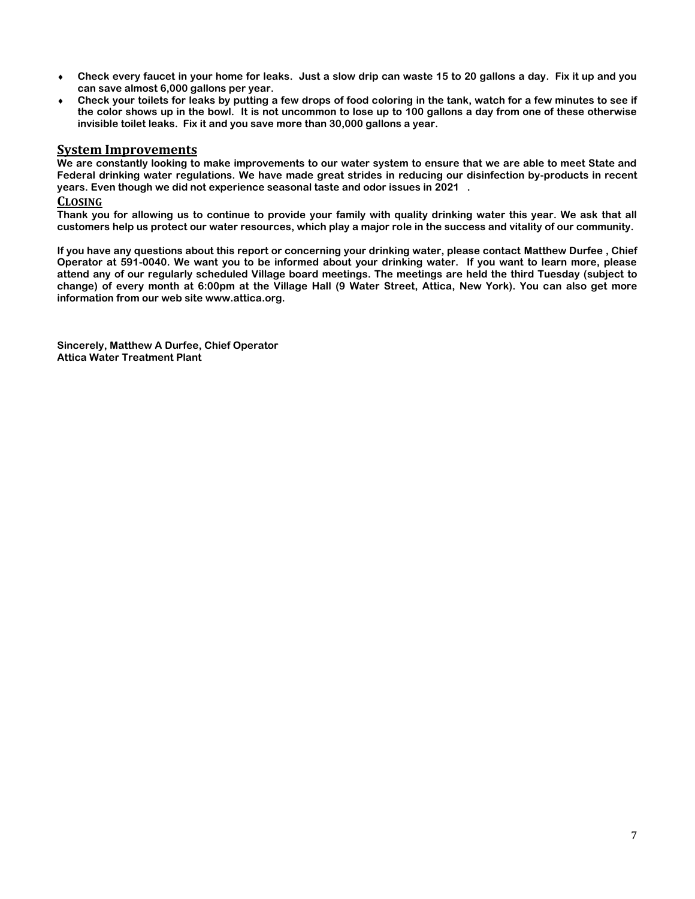- **Check every faucet in your home for leaks. Just a slow drip can waste 15 to 20 gallons a day. Fix it up and you can save almost 6,000 gallons per year.**
- **Check your toilets for leaks by putting a few drops of food coloring in the tank, watch for a few minutes to see if the color shows up in the bowl. It is not uncommon to lose up to 100 gallons a day from one of these otherwise invisible toilet leaks. Fix it and you save more than 30,000 gallons a year.**

## System Improvements

**We are constantly looking to make improvements to our water system to ensure that we are able to meet State and Federal drinking water regulations. We have made great strides in reducing our disinfection by-products in recent years. Even though we did not experience seasonal taste and odor issues in 2021 .**

## Closing

**Thank you for allowing us to continue to provide your family with quality drinking water this year. We ask that all customers help us protect our water resources, which play a major role in the success and vitality of our community.**

**If you have any questions about this report or concerning your drinking water, please contact Matthew Durfee , Chief Operator at 591-0040. We want you to be informed about your drinking water. If you want to learn more, please attend any of our regularly scheduled Village board meetings. The meetings are held the third Tuesday (subject to change) of every month at 6:00pm at the Village Hall (9 Water Street, Attica, New York). You can also get more information from our web site www.attica.org.**

**Sincerely, Matthew A Durfee, Chief Operator**
**Attica Water Treatment Plant**